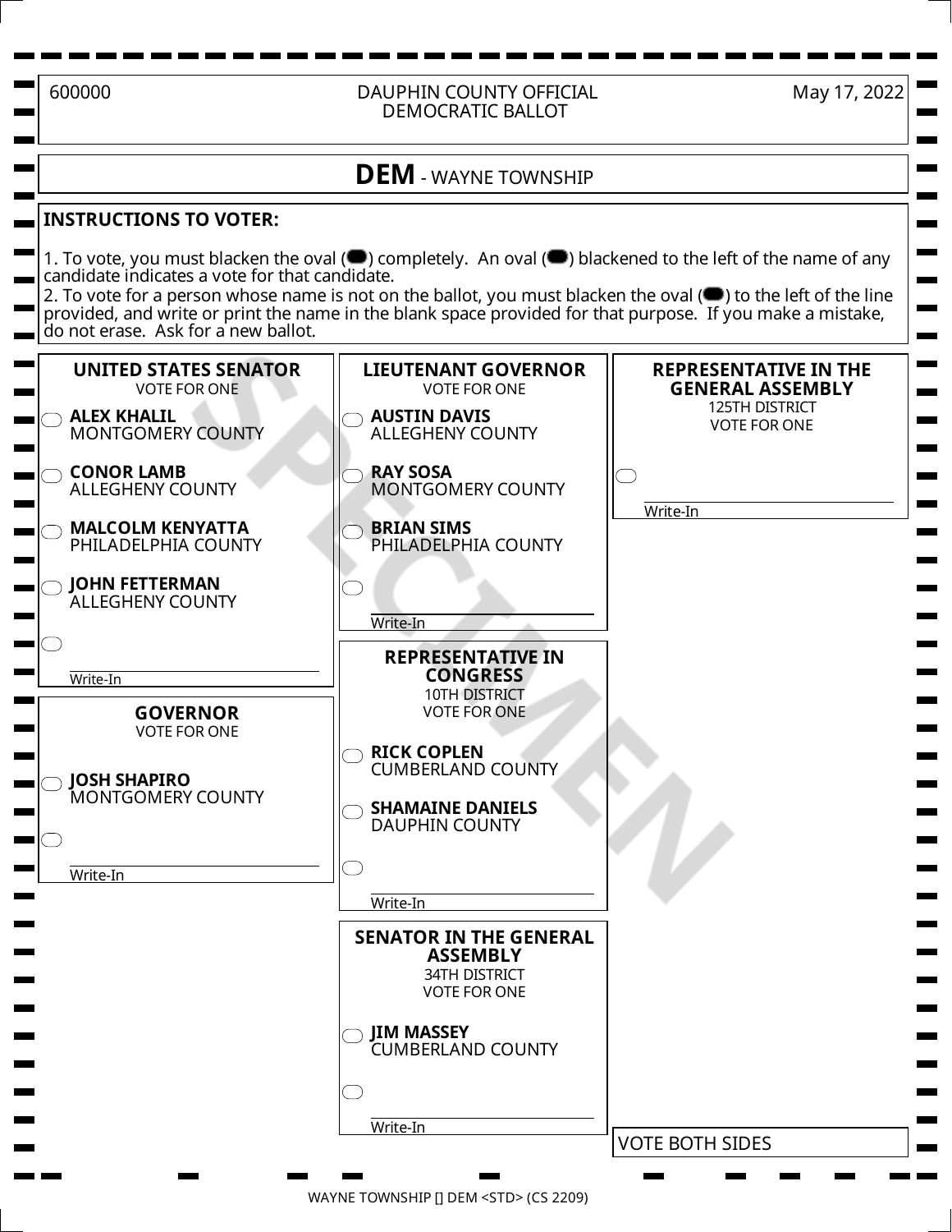600000

DAUPHIN COUNTY OFFICIAL
DEMOCRATIC BALLOT

May 17, 2022

# DEM - WAYNE TOWNSHIP

**INSTRUCTIONS TO VOTER:**

1. To vote, you must blacken the oval (⬬) completely. An oval (⬬) blackened to the left of the name of any candidate indicates a vote for that candidate.
2. To vote for a person whose name is not on the ballot, you must blacken the oval (⬬) to the left of the line provided, and write or print the name in the blank space provided for that purpose. If you make a mistake, do not erase. Ask for a new ballot.

## UNITED STATES SENATOR
VOTE FOR ONE

- ⬭ **ALEX KHALIL** MONTGOMERY COUNTY
- ⬭ **CONOR LAMB** ALLEGHENY COUNTY
- ⬭ **MALCOLM KENYATTA** PHILADELPHIA COUNTY
- ⬭ **JOHN FETTERMAN** ALLEGHENY COUNTY
- ⬭ ____________ Write-In

## GOVERNOR
VOTE FOR ONE

- ⬭ **JOSH SHAPIRO** MONTGOMERY COUNTY
- ⬭ ____________ Write-In

## LIEUTENANT GOVERNOR
VOTE FOR ONE

- ⬭ **AUSTIN DAVIS** ALLEGHENY COUNTY
- ⬭ **RAY SOSA** MONTGOMERY COUNTY
- ⬭ **BRIAN SIMS** PHILADELPHIA COUNTY
- ⬭ ____________ Write-In

## REPRESENTATIVE IN CONGRESS
10TH DISTRICT
VOTE FOR ONE

- ⬭ **RICK COPLEN** CUMBERLAND COUNTY
- ⬭ **SHAMAINE DANIELS** DAUPHIN COUNTY
- ⬭ ____________ Write-In

## SENATOR IN THE GENERAL ASSEMBLY
34TH DISTRICT
VOTE FOR ONE

- ⬭ **JIM MASSEY** CUMBERLAND COUNTY
- ⬭ ____________ Write-In

## REPRESENTATIVE IN THE GENERAL ASSEMBLY
125TH DISTRICT
VOTE FOR ONE

- ⬭ ____________ Write-In

VOTE BOTH SIDES

WAYNE TOWNSHIP [] DEM <STD> (CS 2209)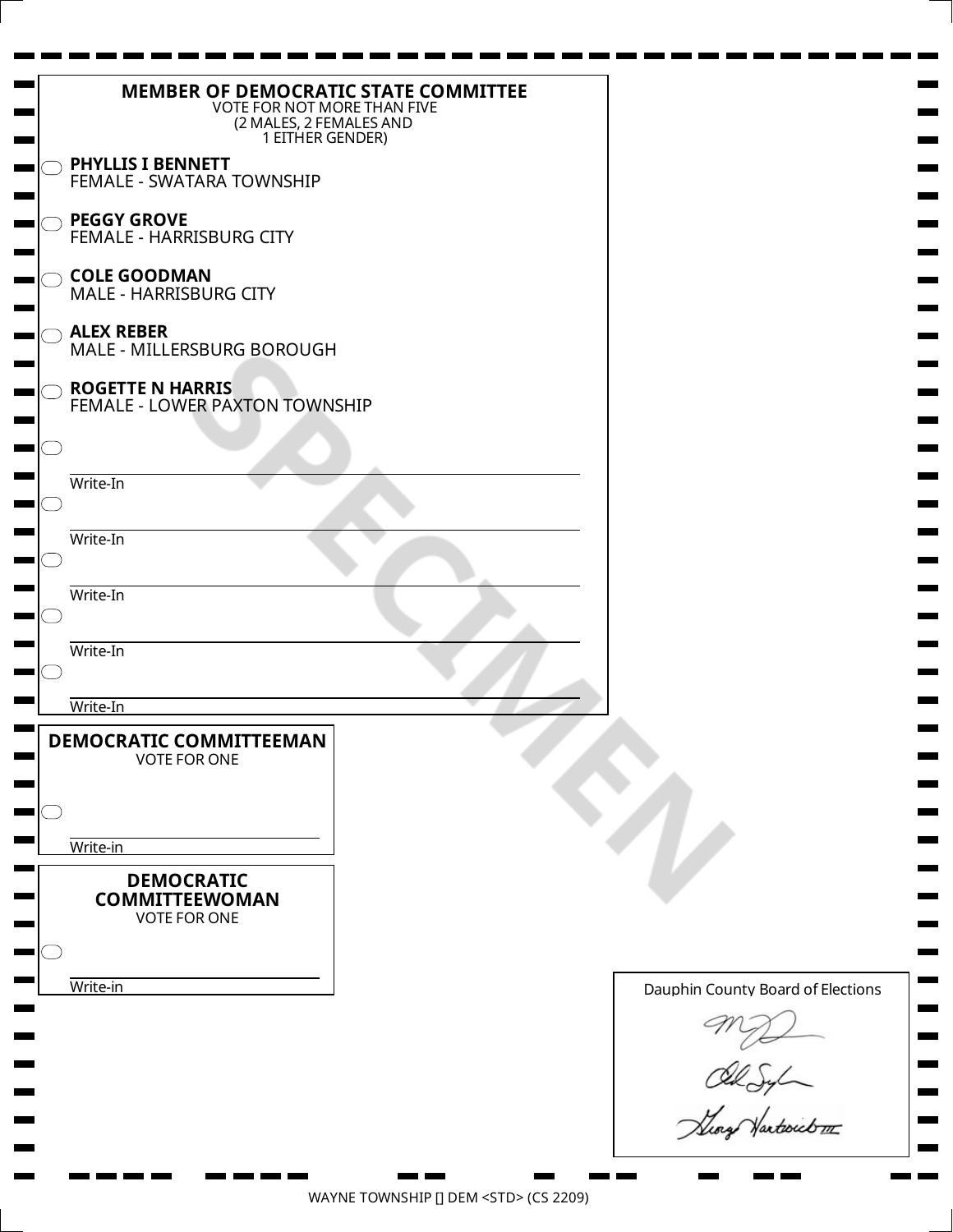## MEMBER OF DEMOCRATIC STATE COMMITTEE

VOTE FOR NOT MORE THAN FIVE
(2 MALES, 2 FEMALES AND
1 EITHER GENDER)

- **PHYLLIS I BENNETT**
  FEMALE - SWATARA TOWNSHIP
- **PEGGY GROVE**
  FEMALE - HARRISBURG CITY
- **COLE GOODMAN**
  MALE - HARRISBURG CITY
- **ALEX REBER**
  MALE - MILLERSBURG BOROUGH
- **ROGETTE N HARRIS**
  FEMALE - LOWER PAXTON TOWNSHIP
- Write-In
- Write-In
- Write-In
- Write-In
- Write-In

## DEMOCRATIC COMMITTEEMAN

VOTE FOR ONE

- Write-in

## DEMOCRATIC COMMITTEEWOMAN

VOTE FOR ONE

- Write-in

SPECIMEN

Dauphin County Board of Elections

WAYNE TOWNSHIP [] DEM <STD> (CS 2209)